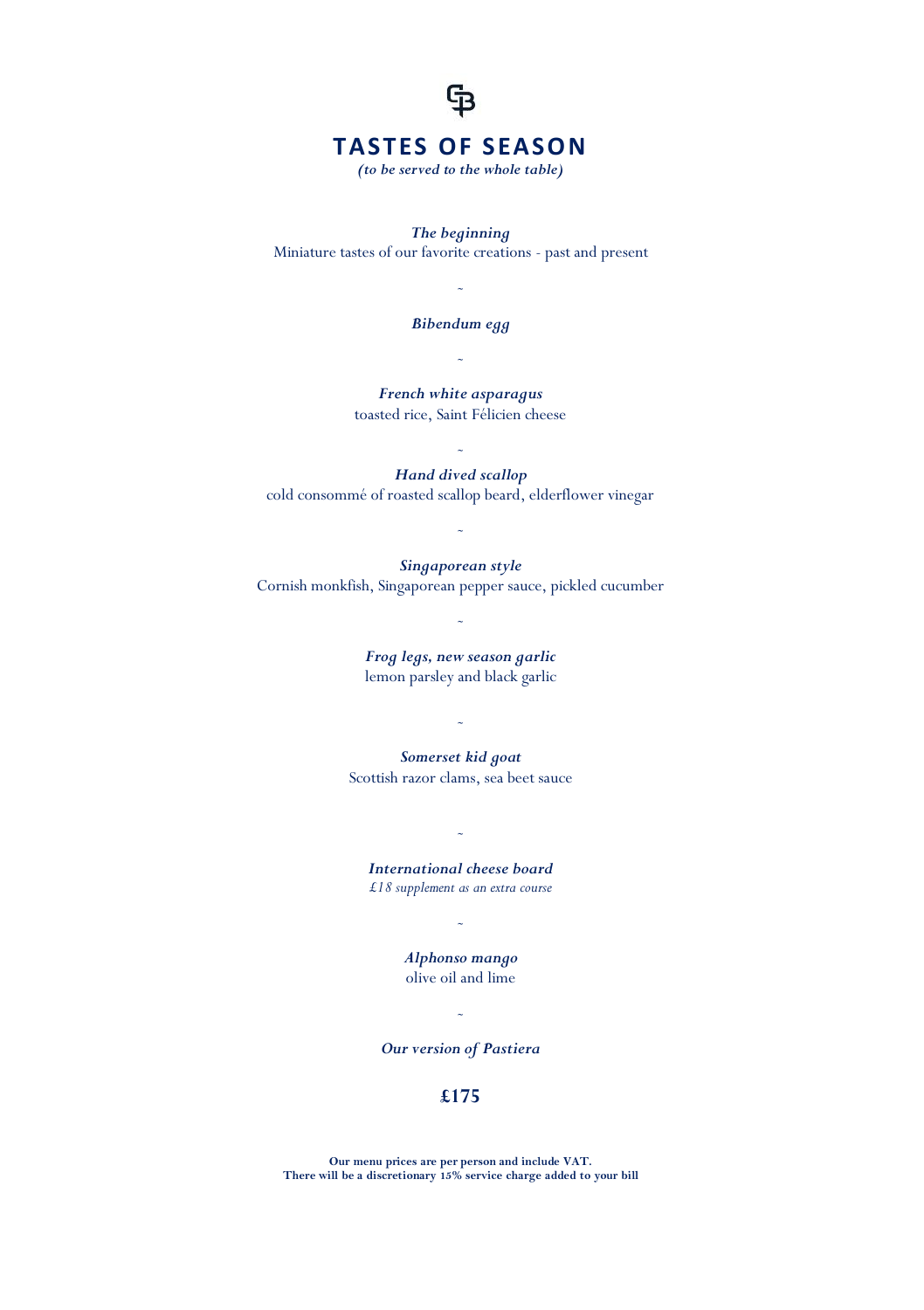# TASTES OF SEASON

***(to be served to the whole table)***

***The beginning***
Miniature tastes of our favorite creations - past and present

~

***Bibendum egg***

~

***French white asparagus***
toasted rice, Saint Félicien cheese

~

***Hand dived scallop***
cold consommé of roasted scallop beard, elderflower vinegar

~

***Singaporean style***
Cornish monkfish, Singaporean pepper sauce, pickled cucumber

~

***Frog legs, new season garlic***
lemon parsley and black garlic

~

***Somerset kid goat***
Scottish razor clams, sea beet sauce

~

***International cheese board***
*£18 supplement as an extra course*

~

***Alphonso mango***
olive oil and lime

~

***Our version of Pastiera***

**£175**

**Our menu prices are per person and include VAT.**
**There will be a discretionary 15% service charge added to your bill**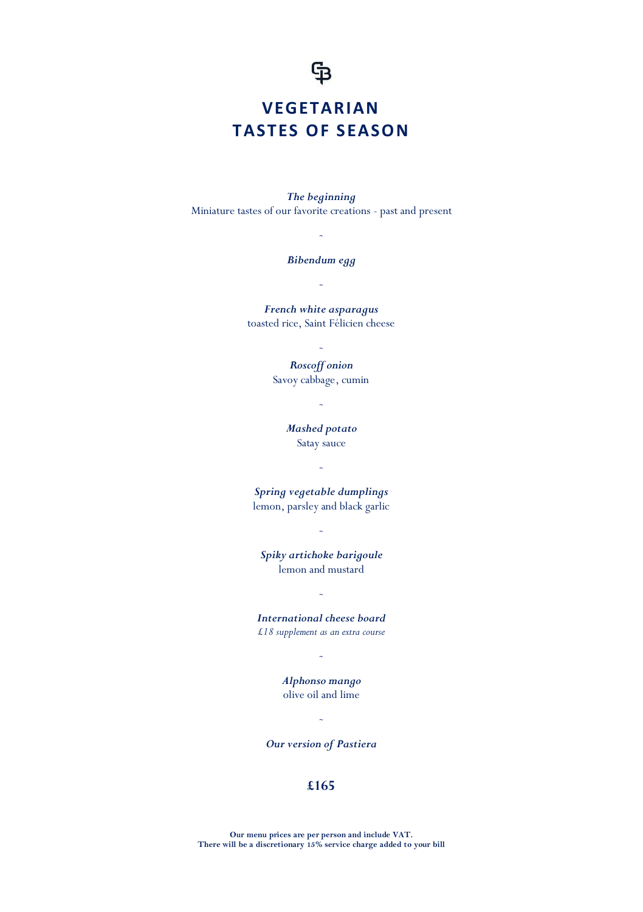# VEGETARIAN TASTES OF SEASON

***The beginning***
Miniature tastes of our favorite creations - past and present

~

***Bibendum egg***

~

***French white asparagus***
toasted rice, Saint Félicien cheese

~

***Roscoff onion***
Savoy cabbage, cumin

~

***Mashed potato***
Satay sauce

~

***Spring vegetable dumplings***
lemon, parsley and black garlic

~

***Spiky artichoke barigoule***
lemon and mustard

~

***International cheese board***
*£18 supplement as an extra course*

~

***Alphonso mango***
olive oil and lime

~

***Our version of Pastiera***

**£165**

**Our menu prices are per person and include VAT.**
**There will be a discretionary 15% service charge added to your bill**